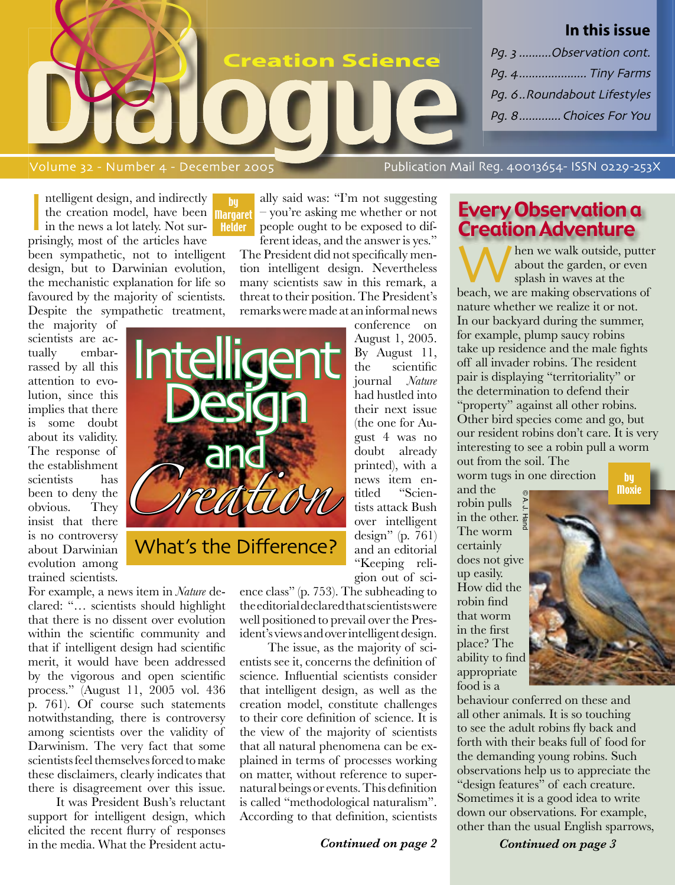# Creation Science Dialogue

Volume 32 - Number 4 - December 2005

Publication Mail Reg. 40013654- ISSN 0229-253X

## In this issue

- Pg. 3 ..........Observation cont.
- Pg. 4..................... Tiny Farms
- Pg. 6..Roundabout Lifestyles
- Pg. 8............. Choices For You

# Intelligent Design and Creation

## What's the Difference?

by Margaret Helder

Intelligent design, and indirectly the creation model, have been in the news a lot lately. Not surprisingly, most of the articles have been sympathetic, not to intelligent design, but to Darwinian evolution, the mechanistic explanation for life so favoured by the majority of scientists. Despite the sympathetic treatment, the majority of scientists are actually embarrassed by all this attention to evolution, since this implies that there is some doubt about its validity. The response of the establishment scientists has been to deny the obvious. They insist that there is no controversy about Darwinian evolution among trained scientists. For example, a news item in *Nature* declared: "… scientists should highlight that there is no dissent over evolution within the scientific community and that if intelligent design had scientific merit, it would have been addressed by the vigorous and open scientific process." (August 11, 2005 vol. 436 p. 761). Of course such statements notwithstanding, there is controversy among scientists over the validity of Darwinism. The very fact that some scientists feel themselves forced to make these disclaimers, clearly indicates that there is disagreement over this issue.

It was President Bush's reluctant support for intelligent design, which elicited the recent flurry of responses in the media. What the President actually said was: "I'm not suggesting – you're asking me whether or not people ought to be exposed to different ideas, and the answer is yes." The President did not specifically mention intelligent design. Nevertheless many scientists saw in this remark, a threat to their position. The President's remarks were made at an informal news conference on August 1, 2005. By August 11, the scientific journal *Nature* had hustled into their next issue (the one for August 4 was no doubt already printed), with a news item entitled "Scientists attack Bush over intelligent design" (p. 761) and an editorial "Keeping religion out of science class" (p. 753). The subheading to the editorial declared that scientists were well positioned to prevail over the President's views and over intelligent design.

The issue, as the majority of scientists see it, concerns the definition of science. Influential scientists consider that intelligent design, as well as the creation model, constitute challenges to their core definition of science. It is the view of the majority of scientists that all natural phenomena can be explained in terms of processes working on matter, without reference to supernatural beings or events. This definition is called "methodological naturalism". According to that definition, scientists

***Continued on page 2***

# Every Observation a Creation Adventure

by Moxie

When we walk outside, putter about the garden, or even splash in waves at the beach, we are making observations of nature whether we realize it or not. In our backyard during the summer, for example, plump saucy robins take up residence and the male fights off all invader robins. The resident pair is displaying "territoriality" or the determination to defend their "property" against all other robins. Other bird species come and go, but our resident robins don't care. It is very interesting to see a robin pull a worm out from the soil. The worm tugs in one direction and the robin pulls in the other. The worm certainly does not give up easily. How did the robin find that worm in the first place? The ability to find appropriate food is a behaviour conferred on these and all other animals. It is so touching to see the adult robins fly back and forth with their beaks full of food for the demanding young robins. Such observations help us to appreciate the "design features" of each creature. Sometimes it is a good idea to write down our observations. For example, other than the usual English sparrows,

© A. J. Hand

***Continued on page 3***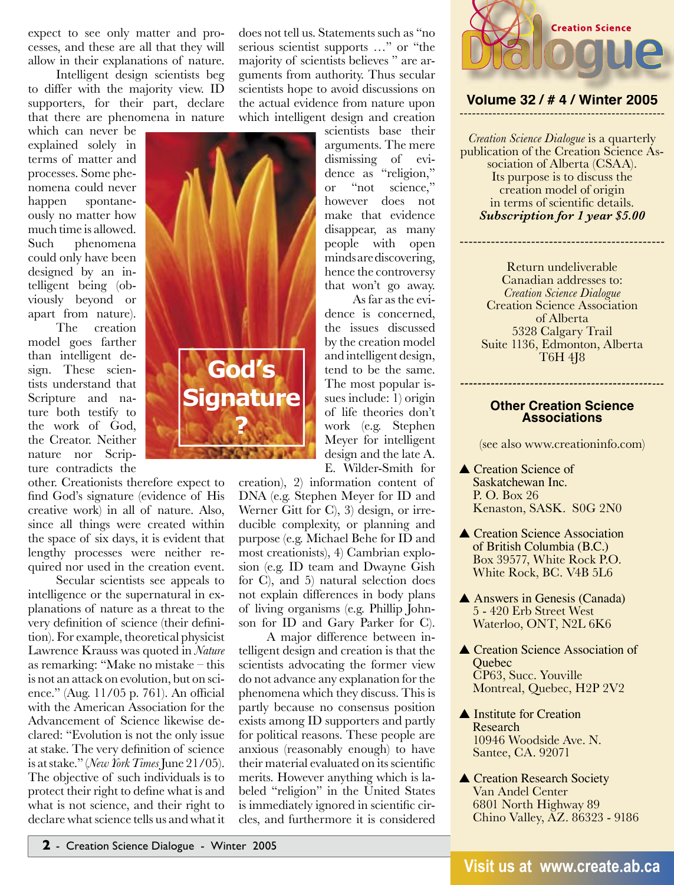expect to see only matter and processes, and these are all that they will allow in their explanations of nature.

Intelligent design scientists beg to differ with the majority view. ID supporters, for their part, declare that there are phenomena in nature which can never be explained solely in terms of matter and processes. Some phenomena could never happen spontaneously no matter how much time is allowed. Such phenomena could only have been designed by an intelligent being (obviously beyond or apart from nature).

The creation model goes farther than intelligent design. These scientists understand that Scripture and nature both testify to the work of God, the Creator. Neither nature nor Scripture contradicts the other. Creationists therefore expect to find God's signature (evidence of His creative work) in all of nature. Also, since all things were created within the space of six days, it is evident that lengthy processes were neither required nor used in the creation event.

Secular scientists see appeals to intelligence or the supernatural in explanations of nature as a threat to the very definition of science (their definition). For example, theoretical physicist Lawrence Krauss was quoted in *Nature* as remarking: "Make no mistake – this is not an attack on evolution, but on science." (Aug. 11/05 p. 761). An official with the American Association for the Advancement of Science likewise declared: "Evolution is not the only issue at stake. The very definition of science is at stake." (*New York Times* June 21/05). The objective of such individuals is to protect their right to define what is and what is not science, and their right to declare what science tells us and what it does not tell us. Statements such as "no serious scientist supports …" or "the majority of scientists believes " are arguments from authority. Thus secular scientists hope to avoid discussions on the actual evidence from nature upon which intelligent design and creation scientists base their arguments. The mere dismissing of evidence as "religion," or "not science," however does not make that evidence disappear, as many people with open minds are discovering, hence the controversy that won't go away.

**God's Signature?**

As far as the evidence is concerned, the issues discussed by the creation model and intelligent design, tend to be the same. The most popular issues include: 1) origin of life theories don't work (e.g. Stephen Meyer for intelligent design and the late A. E. Wilder-Smith for creation), 2) information content of DNA (e.g. Stephen Meyer for ID and Werner Gitt for C), 3) design, or irreducible complexity, or planning and purpose (e.g. Michael Behe for ID and most creationists), 4) Cambrian explosion (e.g. ID team and Dwayne Gish for C), and 5) natural selection does not explain differences in body plans of living organisms (e.g. Phillip Johnson for ID and Gary Parker for C).

A major difference between intelligent design and creation is that the scientists advocating the former view do not advance any explanation for the phenomena which they discuss. This is partly because no consensus position exists among ID supporters and partly for political reasons. These people are anxious (reasonably enough) to have their material evaluated on its scientific merits. However anything which is labeled "religion" in the United States is immediately ignored in scientific circles, and furthermore it is considered

---

# Creation Science Dialogue

**Volume 32 / # 4 / Winter 2005**

*Creation Science Dialogue* is a quarterly publication of the Creation Science Association of Alberta (CSAA). Its purpose is to discuss the creation model of origin in terms of scientific details.
***Subscription for 1 year $5.00***

Return undeliverable Canadian addresses to:
*Creation Science Dialogue*
Creation Science Association of Alberta
5328 Calgary Trail
Suite 1136, Edmonton, Alberta
T6H 4J8

### Other Creation Science Associations

(see also www.creationinfo.com)

▲ Creation Science of Saskatchewan Inc.
P. O. Box 26
Kenaston, SASK. S0G 2N0

▲ Creation Science Association of British Columbia (B.C.)
Box 39577, White Rock P.O.
White Rock, BC. V4B 5L6

▲ Answers in Genesis (Canada)
5 - 420 Erb Street West
Waterloo, ONT, N2L 6K6

▲ Creation Science Association of Quebec
CP63, Succ. Youville
Montreal, Quebec, H2P 2V2

▲ Institute for Creation Research
10946 Woodside Ave. N.
Santee, CA. 92071

▲ Creation Research Society
Van Andel Center
6801 North Highway 89
Chino Valley, AZ. 86323 - 9186

**Visit us at www.create.ab.ca**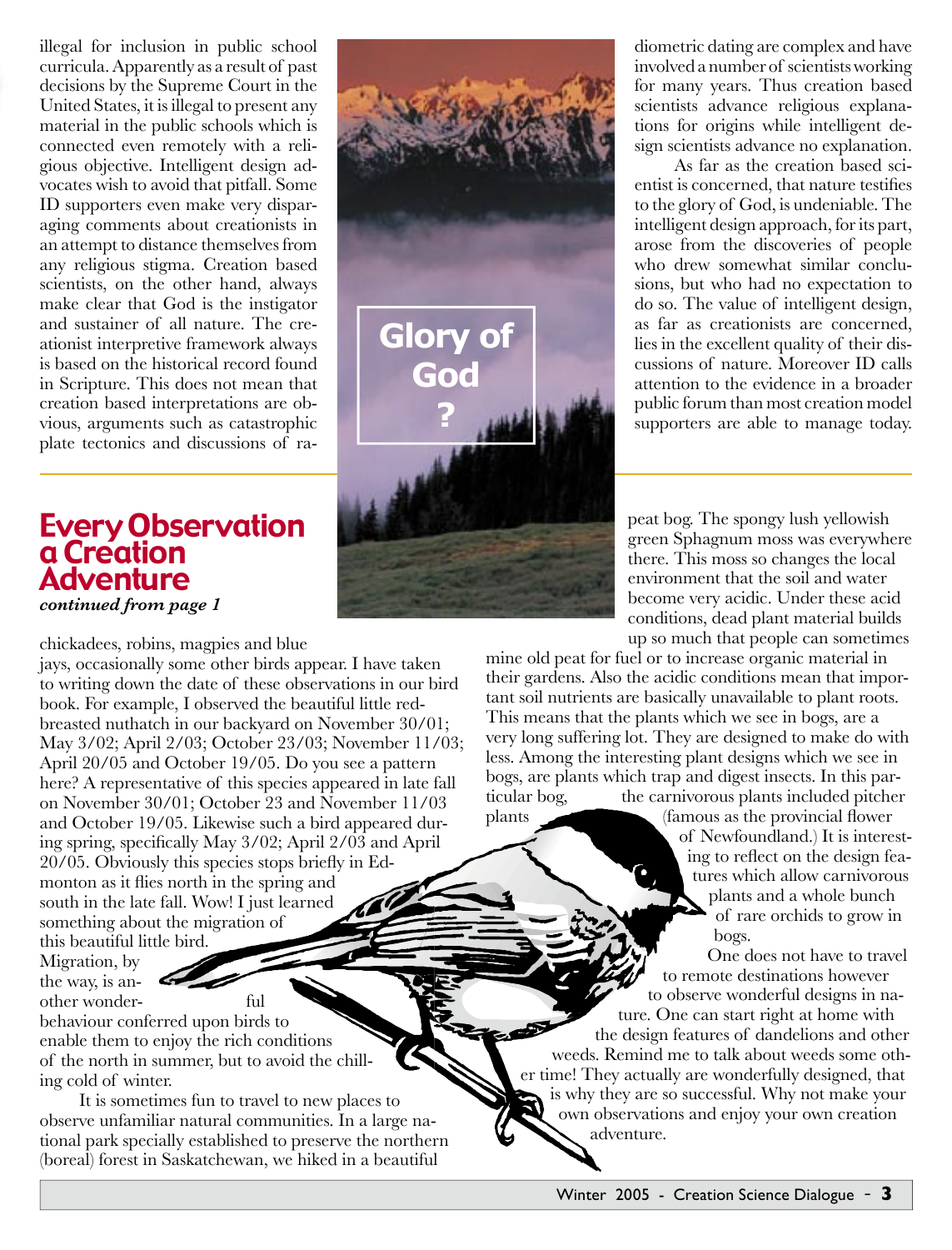illegal for inclusion in public school curricula. Apparently as a result of past decisions by the Supreme Court in the United States, it is illegal to present any material in the public schools which is connected even remotely with a religious objective. Intelligent design advocates wish to avoid that pitfall. Some ID supporters even make very disparaging comments about creationists in an attempt to distance themselves from any religious stigma. Creation based scientists, on the other hand, always make clear that God is the instigator and sustainer of all nature. The creationist interpretive framework always is based on the historical record found in Scripture. This does not mean that creation based interpretations are obvious, arguments such as catastrophic plate tectonics and discussions of radiometric dating are complex and have involved a number of scientists working for many years. Thus creation based scientists advance religious explanations for origins while intelligent design scientists advance no explanation.

As far as the creation based scientist is concerned, that nature testifies to the glory of God, is undeniable. The intelligent design approach, for its part, arose from the discoveries of people who drew somewhat similar conclusions, but who had no expectation to do so. The value of intelligent design, as far as creationists are concerned, lies in the excellent quality of their discussions of nature. Moreover ID calls attention to the evidence in a broader public forum than most creation model supporters are able to manage today.

Glory of God ?

## Every Observation a Creation Adventure

***continued from page 1***

chickadees, robins, magpies and blue jays, occasionally some other birds appear. I have taken to writing down the date of these observations in our bird book. For example, I observed the beautiful little red-breasted nuthatch in our backyard on November 30/01; May 3/02; April 2/03; October 23/03; November 11/03; April 20/05 and October 19/05. Do you see a pattern here? A representative of this species appeared in late fall on November 30/01; October 23 and November 11/03 and October 19/05. Likewise such a bird appeared during spring, specifically May 3/02; April 2/03 and April 20/05. Obviously this species stops briefly in Edmonton as it flies north in the spring and south in the late fall. Wow! I just learned something about the migration of this beautiful little bird. Migration, by the way, is another wonderful behaviour conferred upon birds to enable them to enjoy the rich conditions of the north in summer, but to avoid the chilling cold of winter.

It is sometimes fun to travel to new places to observe unfamiliar natural communities. In a large national park specially established to preserve the northern (boreal) forest in Saskatchewan, we hiked in a beautiful peat bog. The spongy lush yellowish green Sphagnum moss was everywhere there. This moss so changes the local environment that the soil and water become very acidic. Under these acid conditions, dead plant material builds up so much that people can sometimes mine old peat for fuel or to increase organic material in their gardens. Also the acidic conditions mean that important soil nutrients are basically unavailable to plant roots. This means that the plants which we see in bogs, are a very long suffering lot. They are designed to make do with less. Among the interesting plant designs which we see in bogs, are plants which trap and digest insects. In this particular bog, the carnivorous plants included pitcher plants (famous as the provincial flower of Newfoundland.) It is interesting to reflect on the design features which allow carnivorous plants and a whole bunch of rare orchids to grow in bogs.

One does not have to travel to remote destinations however to observe wonderful designs in nature. One can start right at home with the design features of dandelions and other weeds. Remind me to talk about weeds some other time! They actually are wonderfully designed, that is why they are so successful. Why not make your own observations and enjoy your own creation adventure.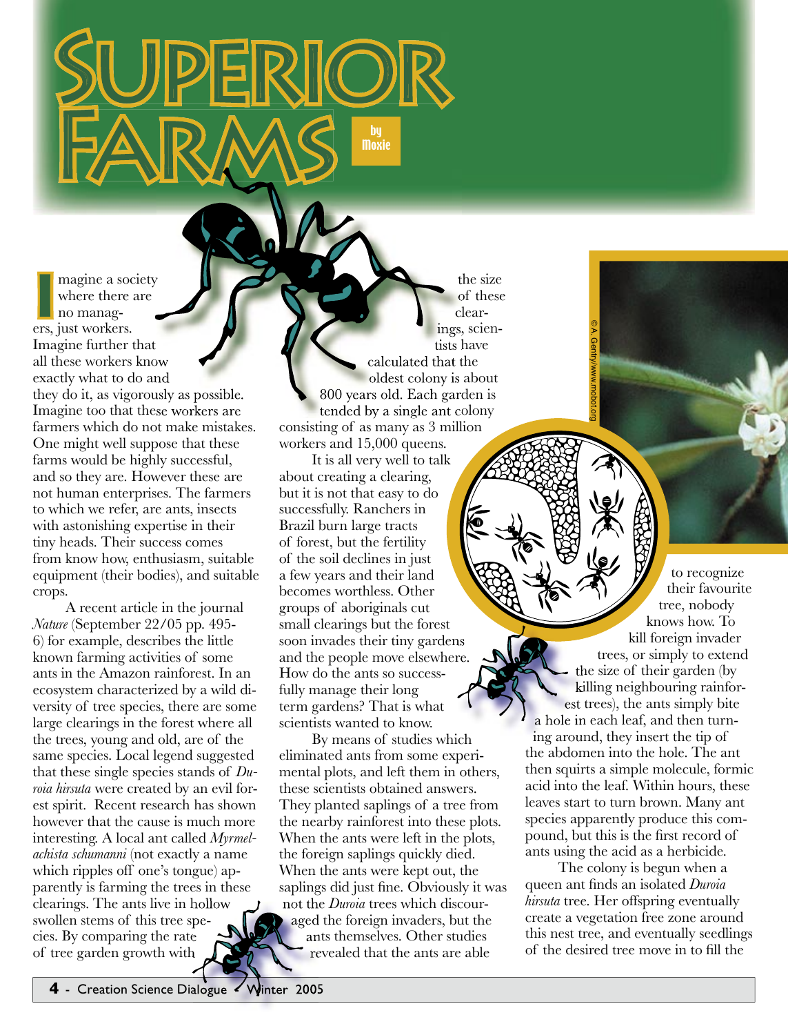# Superior Farms

by Moxie

Imagine a society where there are no managers, just workers. Imagine further that all these workers know exactly what to do and they do it, as vigorously as possible. Imagine too that these workers are farmers which do not make mistakes. One might well suppose that these farms would be highly successful, and so they are. However these are not human enterprises. The farmers to which we refer, are ants, insects with astonishing expertise in their tiny heads. Their success comes from know how, enthusiasm, suitable equipment (their bodies), and suitable crops.

A recent article in the journal *Nature* (September 22/05 pp. 495-6) for example, describes the little known farming activities of some ants in the Amazon rainforest. In an ecosystem characterized by a wild diversity of tree species, there are some large clearings in the forest where all the trees, young and old, are of the same species. Local legend suggested that these single species stands of *Duroia hirsuta* were created by an evil forest spirit. Recent research has shown however that the cause is much more interesting. A local ant called *Myrmelachista schumanni* (not exactly a name which ripples off one's tongue) apparently is farming the trees in these clearings. The ants live in hollow swollen stems of this tree species. By comparing the rate of tree garden growth with the size of these clearings, scientists have calculated that the oldest colony is about 800 years old. Each garden is tended by a single ant colony consisting of as many as 3 million workers and 15,000 queens.

It is all very well to talk about creating a clearing, but it is not that easy to do successfully. Ranchers in Brazil burn large tracts of forest, but the fertility of the soil declines in just a few years and their land becomes worthless. Other groups of aboriginals cut small clearings but the forest soon invades their tiny gardens and the people move elsewhere. How do the ants so successfully manage their long term gardens? That is what scientists wanted to know.

By means of studies which eliminated ants from some experimental plots, and left them in others, these scientists obtained answers. They planted saplings of a tree from the nearby rainforest into these plots. When the ants were left in the plots, the foreign saplings quickly died. When the ants were kept out, the saplings did just fine. Obviously it was not the *Duroia* trees which discouraged the foreign invaders, but the ants themselves. Other studies revealed that the ants are able to recognize their favourite tree, nobody knows how. To kill foreign invader trees, or simply to extend the size of their garden (by killing neighbouring rainforest trees), the ants simply bite a hole in each leaf, and then turning around, they insert the tip of the abdomen into the hole. The ant then squirts a simple molecule, formic acid into the leaf. Within hours, these leaves start to turn brown. Many ant species apparently produce this compound, but this is the first record of ants using the acid as a herbicide.

The colony is begun when a queen ant finds an isolated *Duroia hirsuta* tree. Her offspring eventually create a vegetation free zone around this nest tree, and eventually seedlings of the desired tree move in to fill the

© A. Gentry/www.mobot.org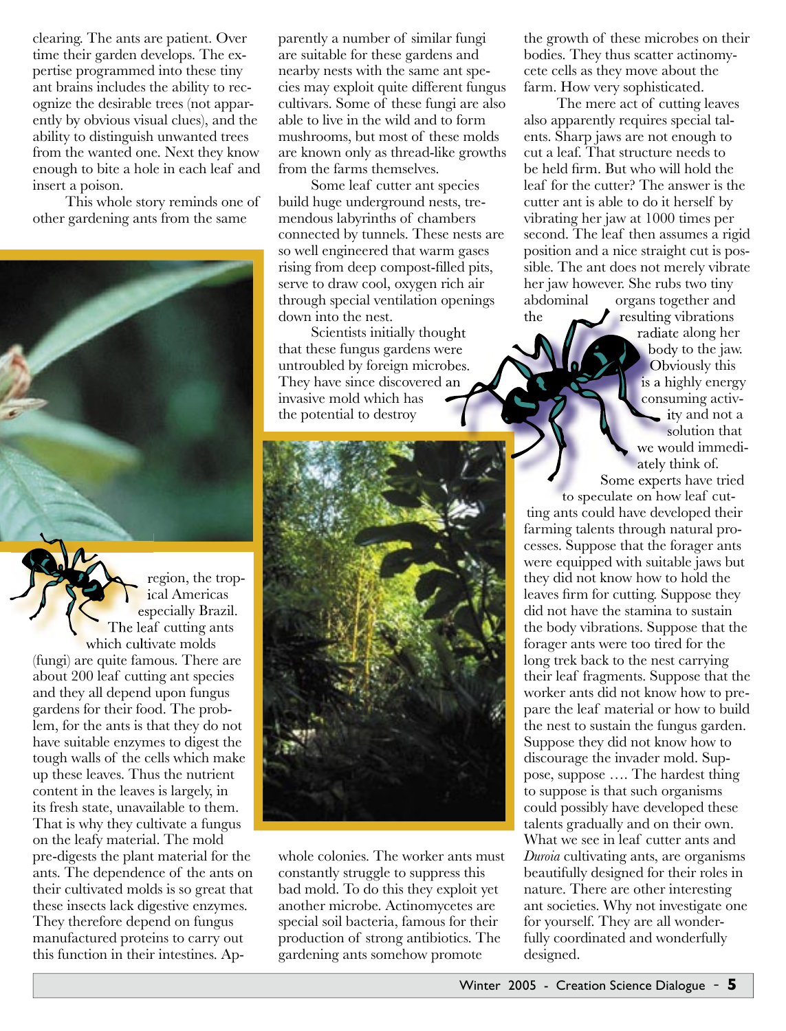clearing. The ants are patient. Over time their garden develops. The expertise programmed into these tiny ant brains includes the ability to recognize the desirable trees (not apparently by obvious visual clues), and the ability to distinguish unwanted trees from the wanted one. Next they know enough to bite a hole in each leaf and insert a poison.

This whole story reminds one of other gardening ants from the same region, the tropical Americas especially Brazil. The leaf cutting ants which cultivate molds (fungi) are quite famous. There are about 200 leaf cutting ant species and they all depend upon fungus gardens for their food. The problem, for the ants is that they do not have suitable enzymes to digest the tough walls of the cells which make up these leaves. Thus the nutrient content in the leaves is largely, in its fresh state, unavailable to them. That is why they cultivate a fungus on the leafy material. The mold pre-digests the plant material for the ants. The dependence of the ants on their cultivated molds is so great that these insects lack digestive enzymes. They therefore depend on fungus manufactured proteins to carry out this function in their intestines. Apparently a number of similar fungi are suitable for these gardens and nearby nests with the same ant species may exploit quite different fungus cultivars. Some of these fungi are also able to live in the wild and to form mushrooms, but most of these molds are known only as thread-like growths from the farms themselves.

Some leaf cutter ant species build huge underground nests, tremendous labyrinths of chambers connected by tunnels. These nests are so well engineered that warm gases rising from deep compost-filled pits, serve to draw cool, oxygen rich air through special ventilation openings down into the nest.

Scientists initially thought that these fungus gardens were untroubled by foreign microbes. They have since discovered an invasive mold which has the potential to destroy whole colonies. The worker ants must constantly struggle to suppress this bad mold. To do this they exploit yet another microbe. Actinomycetes are special soil bacteria, famous for their production of strong antibiotics. The gardening ants somehow promote the growth of these microbes on their bodies. They thus scatter actinomycete cells as they move about the farm. How very sophisticated.

The mere act of cutting leaves also apparently requires special talents. Sharp jaws are not enough to cut a leaf. That structure needs to be held firm. But who will hold the leaf for the cutter? The answer is the cutter ant is able to do it herself by vibrating her jaw at 1000 times per second. The leaf then assumes a rigid position and a nice straight cut is possible. The ant does not merely vibrate her jaw however. She rubs two tiny abdominal organs together and the resulting vibrations radiate along her body to the jaw. Obviously this is a highly energy consuming activity and not a solution that we would immediately think of.

Some experts have tried to speculate on how leaf cutting ants could have developed their farming talents through natural processes. Suppose that the forager ants were equipped with suitable jaws but they did not know how to hold the leaves firm for cutting. Suppose they did not have the stamina to sustain the body vibrations. Suppose that the forager ants were too tired for the long trek back to the nest carrying their leaf fragments. Suppose that the worker ants did not know how to prepare the leaf material or how to build the nest to sustain the fungus garden. Suppose they did not know how to discourage the invader mold. Suppose, suppose …. The hardest thing to suppose is that such organisms could possibly have developed these talents gradually and on their own. What we see in leaf cutter ants and *Duroia* cultivating ants, are organisms beautifully designed for their roles in nature. There are other interesting ant societies. Why not investigate one for yourself. They are all wonderfully coordinated and wonderfully designed.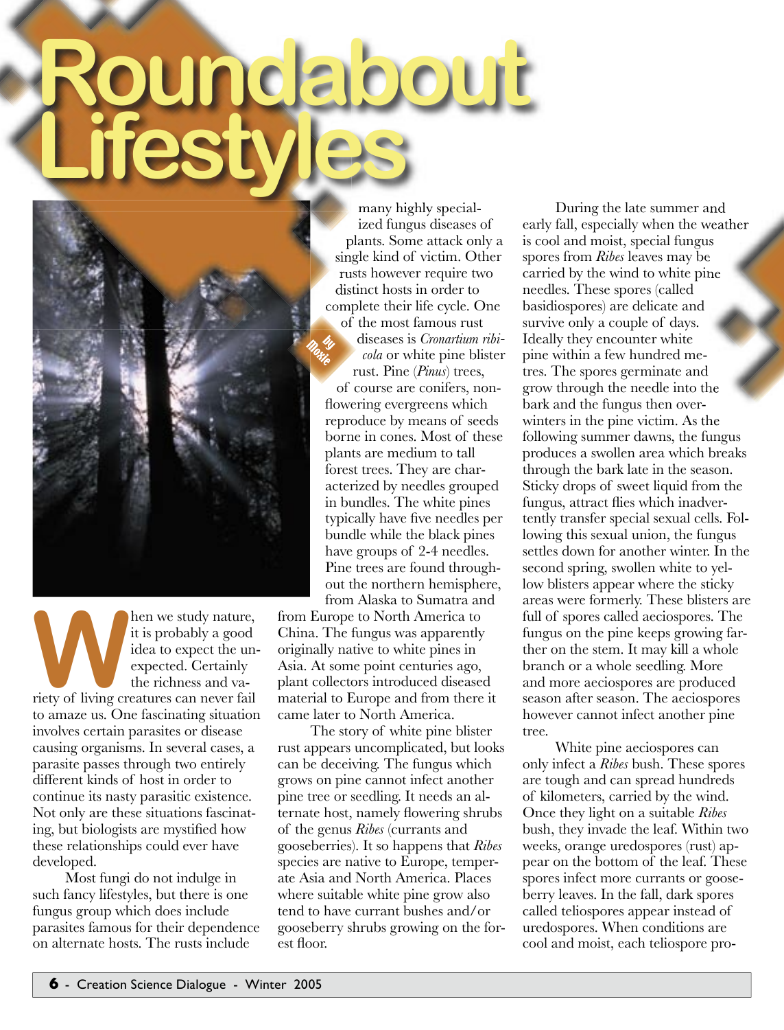# Roundabout Lifestyles

by Moxie

When we study nature, it is probably a good idea to expect the unexpected. Certainly the richness and variety of living creatures can never fail to amaze us. One fascinating situation involves certain parasites or disease causing organisms. In several cases, a parasite passes through two entirely different kinds of host in order to continue its nasty parasitic existence. Not only are these situations fascinating, but biologists are mystified how these relationships could ever have developed.

Most fungi do not indulge in such fancy lifestyles, but there is one fungus group which does include parasites famous for their dependence on alternate hosts. The rusts include many highly specialized fungus diseases of plants. Some attack only a single kind of victim. Other rusts however require two distinct hosts in order to complete their life cycle. One of the most famous rust diseases is *Cronartium ribicola* or white pine blister rust. Pine (*Pinus*) trees, of course are conifers, non-flowering evergreens which reproduce by means of seeds borne in cones. Most of these plants are medium to tall forest trees. They are characterized by needles grouped in bundles. The white pines typically have five needles per bundle while the black pines have groups of 2-4 needles. Pine trees are found throughout the northern hemisphere, from Alaska to Sumatra and from Europe to North America to China. The fungus was apparently originally native to white pines in Asia. At some point centuries ago, plant collectors introduced diseased material to Europe and from there it came later to North America.

The story of white pine blister rust appears uncomplicated, but looks can be deceiving. The fungus which grows on pine cannot infect another pine tree or seedling. It needs an alternate host, namely flowering shrubs of the genus *Ribes* (currants and gooseberries). It so happens that *Ribes* species are native to Europe, temperate Asia and North America. Places where suitable white pine grow also tend to have currant bushes and/or gooseberry shrubs growing on the forest floor.

During the late summer and early fall, especially when the weather is cool and moist, special fungus spores from *Ribes* leaves may be carried by the wind to white pine needles. These spores (called basidiospores) are delicate and survive only a couple of days. Ideally they encounter white pine within a few hundred metres. The spores germinate and grow through the needle into the bark and the fungus then overwinters in the pine victim. As the following summer dawns, the fungus produces a swollen area which breaks through the bark late in the season. Sticky drops of sweet liquid from the fungus, attract flies which inadvertently transfer special sexual cells. Following this sexual union, the fungus settles down for another winter. In the second spring, swollen white to yellow blisters appear where the sticky areas were formerly. These blisters are full of spores called aeciospores. The fungus on the pine keeps growing farther on the stem. It may kill a whole branch or a whole seedling. More and more aeciospores are produced season after season. The aeciospores however cannot infect another pine tree.

White pine aeciospores can only infect a *Ribes* bush. These spores are tough and can spread hundreds of kilometers, carried by the wind. Once they light on a suitable *Ribes* bush, they invade the leaf. Within two weeks, orange uredospores (rust) appear on the bottom of the leaf. These spores infect more currants or gooseberry leaves. In the fall, dark spores called teliospores appear instead of uredospores. When conditions are cool and moist, each teliospore pro-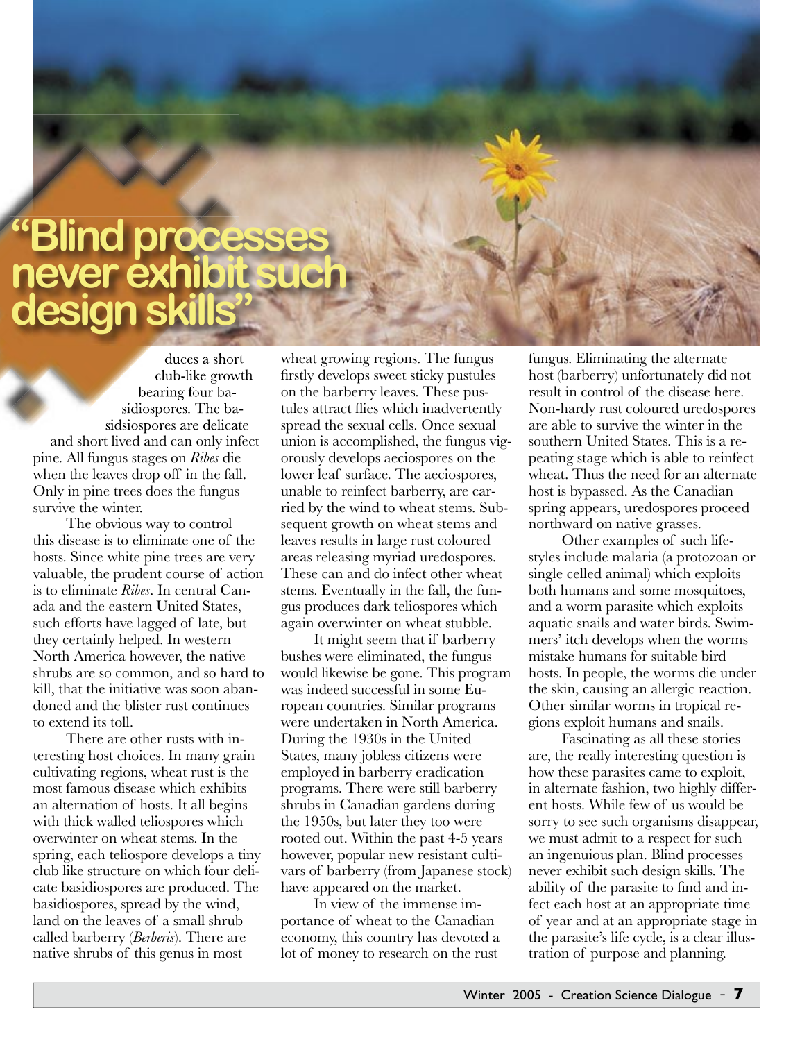> "Blind processes never exhibit such design skills"

duces a short club-like growth bearing four basidiospores. The basidsiospores are delicate and short lived and can only infect pine. All fungus stages on *Ribes* die when the leaves drop off in the fall. Only in pine trees does the fungus survive the winter.

The obvious way to control this disease is to eliminate one of the hosts. Since white pine trees are very valuable, the prudent course of action is to eliminate *Ribes*. In central Canada and the eastern United States, such efforts have lagged of late, but they certainly helped. In western North America however, the native shrubs are so common, and so hard to kill, that the initiative was soon abandoned and the blister rust continues to extend its toll.

There are other rusts with interesting host choices. In many grain cultivating regions, wheat rust is the most famous disease which exhibits an alternation of hosts. It all begins with thick walled teliospores which overwinter on wheat stems. In the spring, each teliospore develops a tiny club like structure on which four delicate basidiospores are produced. The basidiospores, spread by the wind, land on the leaves of a small shrub called barberry (*Berberis*). There are native shrubs of this genus in most wheat growing regions. The fungus firstly develops sweet sticky pustules on the barberry leaves. These pustules attract flies which inadvertently spread the sexual cells. Once sexual union is accomplished, the fungus vigorously develops aeciospores on the lower leaf surface. The aeciospores, unable to reinfect barberry, are carried by the wind to wheat stems. Subsequent growth on wheat stems and leaves results in large rust coloured areas releasing myriad uredospores. These can and do infect other wheat stems. Eventually in the fall, the fungus produces dark teliospores which again overwinter on wheat stubble.

It might seem that if barberry bushes were eliminated, the fungus would likewise be gone. This program was indeed successful in some European countries. Similar programs were undertaken in North America. During the 1930s in the United States, many jobless citizens were employed in barberry eradication programs. There were still barberry shrubs in Canadian gardens during the 1950s, but later they too were rooted out. Within the past 4-5 years however, popular new resistant cultivars of barberry (from Japanese stock) have appeared on the market.

In view of the immense importance of wheat to the Canadian economy, this country has devoted a lot of money to research on the rust fungus. Eliminating the alternate host (barberry) unfortunately did not result in control of the disease here. Non-hardy rust coloured uredospores are able to survive the winter in the southern United States. This is a repeating stage which is able to reinfect wheat. Thus the need for an alternate host is bypassed. As the Canadian spring appears, uredospores proceed northward on native grasses.

Other examples of such lifestyles include malaria (a protozoan or single celled animal) which exploits both humans and some mosquitoes, and a worm parasite which exploits aquatic snails and water birds. Swimmers' itch develops when the worms mistake humans for suitable bird hosts. In people, the worms die under the skin, causing an allergic reaction. Other similar worms in tropical regions exploit humans and snails.

Fascinating as all these stories are, the really interesting question is how these parasites came to exploit, in alternate fashion, two highly different hosts. While few of us would be sorry to see such organisms disappear, we must admit to a respect for such an ingenuious plan. Blind processes never exhibit such design skills. The ability of the parasite to find and infect each host at an appropriate time of year and at an appropriate stage in the parasite's life cycle, is a clear illustration of purpose and planning.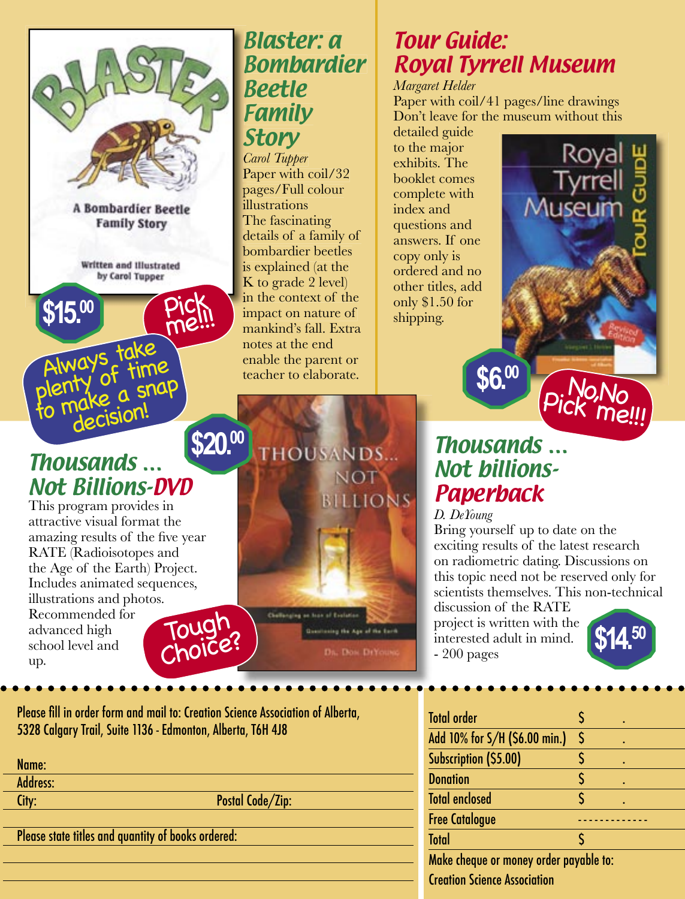## Blaster: a Bombardier Beetle Family Story

*Carol Tupper*

Paper with coil/32 pages/Full colour illustrations

The fascinating details of a family of bombardier beetles is explained (at the K to grade 2 level) in the context of the impact on nature of mankind's fall. Extra notes at the end enable the parent or teacher to elaborate.

$15.00

Pick me!!

Always take plenty of time to make a snap decision!

## Tour Guide: Royal Tyrrell Museum

*Margaret Helder*

Paper with coil/41 pages/line drawings

Don't leave for the museum without this detailed guide to the major exhibits. The booklet comes complete with index and questions and answers. If one copy only is ordered and no other titles, add only $1.50 for shipping.

$6.00

No,No Pick me!!!

## Thousands ... Not Billions-DVD

This program provides in attractive visual format the amazing results of the five year RATE (Radioisotopes and the Age of the Earth) Project. Includes animated sequences, illustrations and photos. Recommended for advanced high school level and up.

$20.00

Tough Choice?

## Thousands ... Not billions-Paperback

*D. DeYoung*

Bring yourself up to date on the exciting results of the latest research on radiometric dating. Discussions on this topic need not be reserved only for scientists themselves. This non-technical discussion of the RATE project is written with the interested adult in mind. - 200 pages

$14.50

---

Please fill in order form and mail to: Creation Science Association of Alberta, 5328 Calgary Trail, Suite 1136 - Edmonton, Alberta, T6H 4J8

Name:

Address:

City: Postal Code/Zip:

Please state titles and quantity of books ordered:

| | |
|---|---|
| Total order | $ . |
| Add 10% for S/H ($6.00 min.) | $ . |
| Subscription ($5.00) | $ . |
| Donation | $ . |
| Total enclosed | $ . |
| Free Catalogue | ------------- |
| Total | $ |

Make cheque or money order payable to: Creation Science Association